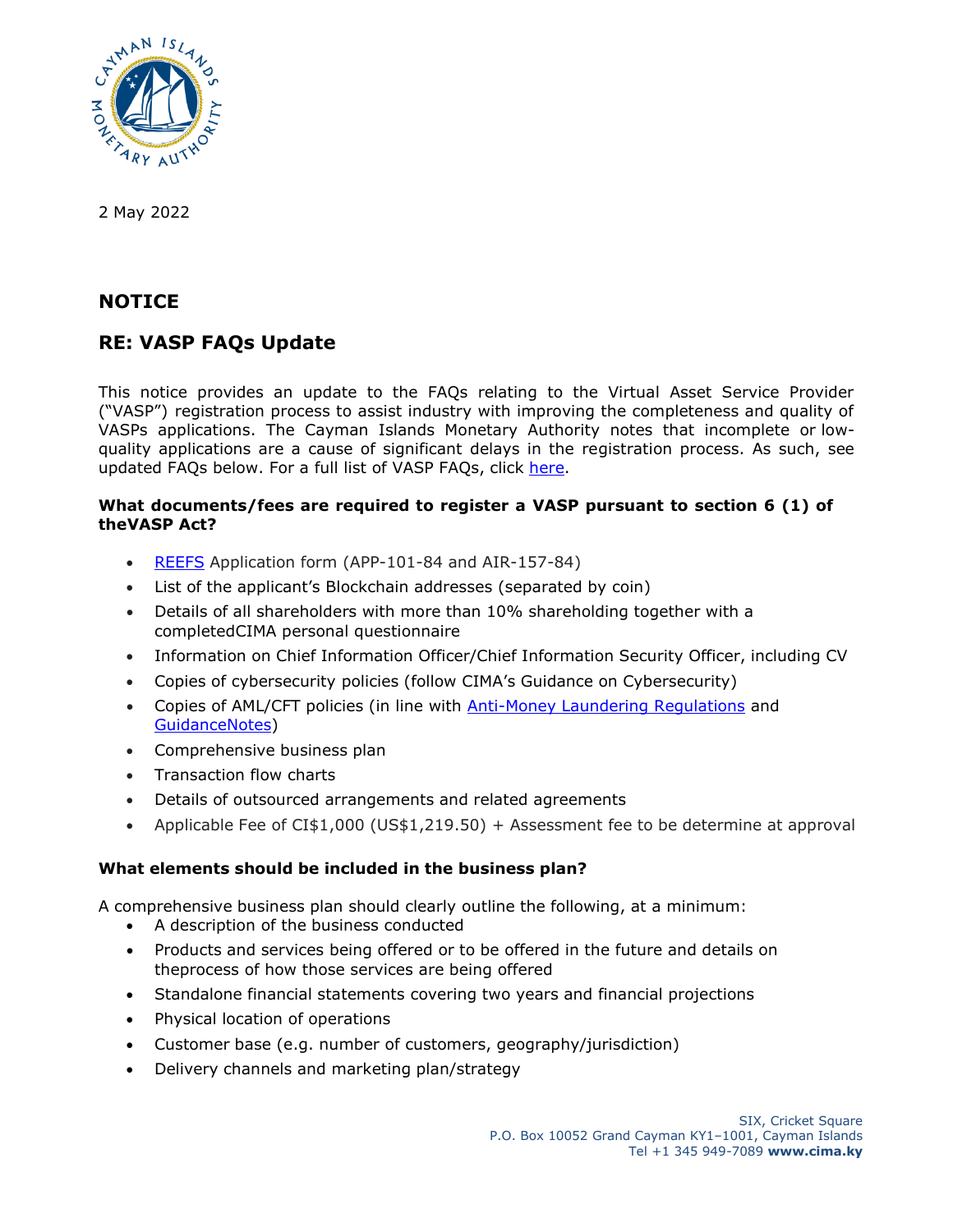2 May 2022

# NOTICE

## RE: VASP FAQs Update

This notice provides an update to the FAQs relating to the Virtual Asset Service Provider ("VASP") registration process to assist industry with improving the completeness and quality of VASPs applications. The Cayman Islands Monetary Authority notes that incomplete or low-quality applications are a cause of significant delays in the registration process. As such, see updated FAQs below. For a full list of VASP FAQs, click here.

**What documents/fees are required to register a VASP pursuant to section 6 (1) of theVASP Act?**

- REEFS Application form (APP-101-84 and AIR-157-84)
- List of the applicant's Blockchain addresses (separated by coin)
- Details of all shareholders with more than 10% shareholding together with a completedCIMA personal questionnaire
- Information on Chief Information Officer/Chief Information Security Officer, including CV
- Copies of cybersecurity policies (follow CIMA's Guidance on Cybersecurity)
- Copies of AML/CFT policies (in line with Anti-Money Laundering Regulations and GuidanceNotes)
- Comprehensive business plan
- Transaction flow charts
- Details of outsourced arrangements and related agreements
- Applicable Fee of CI$1,000 (US$1,219.50) + Assessment fee to be determine at approval

**What elements should be included in the business plan?**

A comprehensive business plan should clearly outline the following, at a minimum:

- A description of the business conducted
- Products and services being offered or to be offered in the future and details on theprocess of how those services are being offered
- Standalone financial statements covering two years and financial projections
- Physical location of operations
- Customer base (e.g. number of customers, geography/jurisdiction)
- Delivery channels and marketing plan/strategy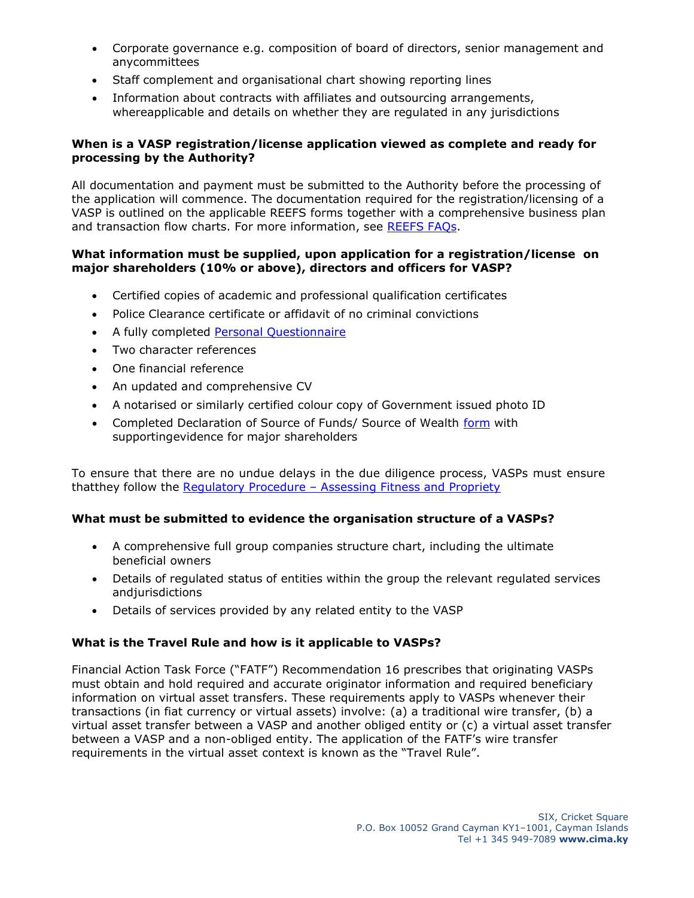- Corporate governance e.g. composition of board of directors, senior management and anycommittees
- Staff complement and organisational chart showing reporting lines
- Information about contracts with affiliates and outsourcing arrangements, whereapplicable and details on whether they are regulated in any jurisdictions

**When is a VASP registration/license application viewed as complete and ready for processing by the Authority?**

All documentation and payment must be submitted to the Authority before the processing of the application will commence. The documentation required for the registration/licensing of a VASP is outlined on the applicable REEFS forms together with a comprehensive business plan and transaction flow charts. For more information, see REEFS FAQs.

**What information must be supplied, upon application for a registration/license on major shareholders (10% or above), directors and officers for VASP?**

- Certified copies of academic and professional qualification certificates
- Police Clearance certificate or affidavit of no criminal convictions
- A fully completed Personal Questionnaire
- Two character references
- One financial reference
- An updated and comprehensive CV
- A notarised or similarly certified colour copy of Government issued photo ID
- Completed Declaration of Source of Funds/ Source of Wealth form with supportingevidence for major shareholders

To ensure that there are no undue delays in the due diligence process, VASPs must ensure thatthey follow the Regulatory Procedure – Assessing Fitness and Propriety

**What must be submitted to evidence the organisation structure of a VASPs?**

- A comprehensive full group companies structure chart, including the ultimate beneficial owners
- Details of regulated status of entities within the group the relevant regulated services andjurisdictions
- Details of services provided by any related entity to the VASP

**What is the Travel Rule and how is it applicable to VASPs?**

Financial Action Task Force ("FATF") Recommendation 16 prescribes that originating VASPs must obtain and hold required and accurate originator information and required beneficiary information on virtual asset transfers. These requirements apply to VASPs whenever their transactions (in fiat currency or virtual assets) involve: (a) a traditional wire transfer, (b) a virtual asset transfer between a VASP and another obliged entity or (c) a virtual asset transfer between a VASP and a non-obliged entity. The application of the FATF's wire transfer requirements in the virtual asset context is known as the "Travel Rule".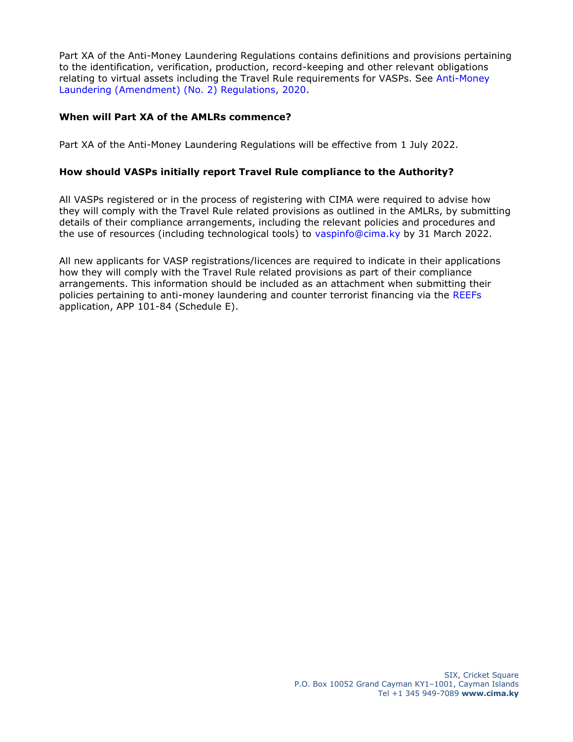Part XA of the Anti-Money Laundering Regulations contains definitions and provisions pertaining to the identification, verification, production, record-keeping and other relevant obligations relating to virtual assets including the Travel Rule requirements for VASPs. See Anti-Money Laundering (Amendment) (No. 2) Regulations, 2020.

**When will Part XA of the AMLRs commence?**

Part XA of the Anti-Money Laundering Regulations will be effective from 1 July 2022.

**How should VASPs initially report Travel Rule compliance to the Authority?**

All VASPs registered or in the process of registering with CIMA were required to advise how they will comply with the Travel Rule related provisions as outlined in the AMLRs, by submitting details of their compliance arrangements, including the relevant policies and procedures and the use of resources (including technological tools) to vaspinfo@cima.ky by 31 March 2022.

All new applicants for VASP registrations/licences are required to indicate in their applications how they will comply with the Travel Rule related provisions as part of their compliance arrangements. This information should be included as an attachment when submitting their policies pertaining to anti-money laundering and counter terrorist financing via the REEFs application, APP 101-84 (Schedule E).